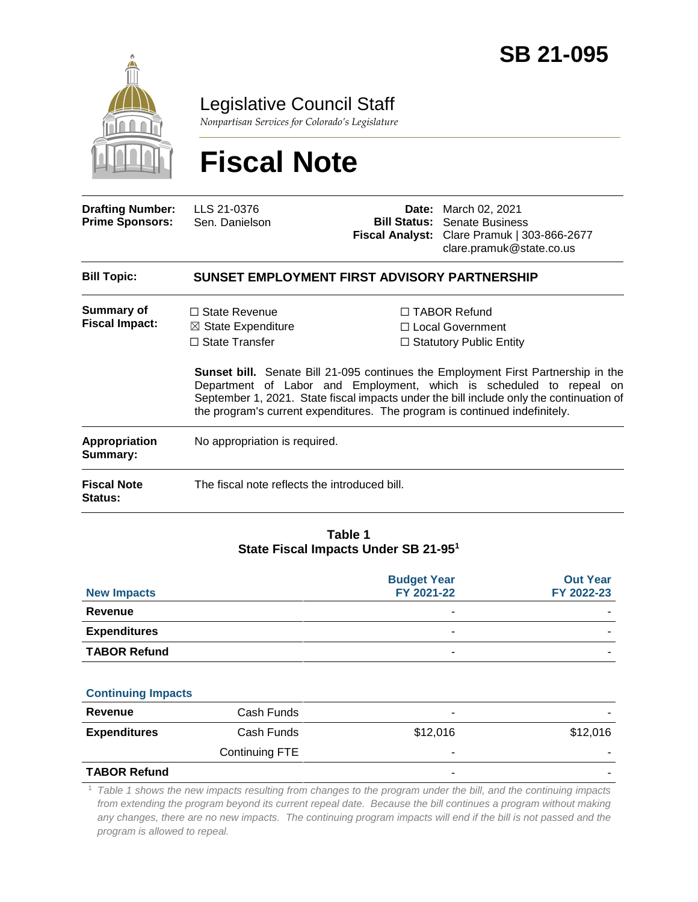# SB 21-095

## Legislative Council Staff

*Nonpartisan Services for Colorado's Legislature*

# Fiscal Note

| | | | |
|---|---|---|---|
| **Drafting Number:** | LLS 21-0376 | **Date:** | March 02, 2021 |
| **Prime Sponsors:** | Sen. Danielson | **Bill Status:** | Senate Business |
| | | **Fiscal Analyst:** | Clare Pramuk \| 303-866-2677 clare.pramuk@state.co.us |

**Bill Topic:** **SUNSET EMPLOYMENT FIRST ADVISORY PARTNERSHIP**

**Summary of Fiscal Impact:**

- ☐ State Revenue
- ☒ State Expenditure
- ☐ State Transfer
- ☐ TABOR Refund
- ☐ Local Government
- ☐ Statutory Public Entity

**Sunset bill.** Senate Bill 21-095 continues the Employment First Partnership in the Department of Labor and Employment, which is scheduled to repeal on September 1, 2021. State fiscal impacts under the bill include only the continuation of the program's current expenditures. The program is continued indefinitely.

**Appropriation Summary:** No appropriation is required.

**Fiscal Note Status:** The fiscal note reflects the introduced bill.

**Table 1**
**State Fiscal Impacts Under SB 21-95[1]**

| New Impacts | | Budget Year FY 2021-22 | Out Year FY 2022-23 |
|---|---|---|---|
| **Revenue** | | - | - |
| **Expenditures** | | - | - |
| **TABOR Refund** | | - | - |
| **Continuing Impacts** | | | |
| **Revenue** | Cash Funds | - | - |
| **Expenditures** | Cash Funds | $12,016 | $12,016 |
| | Continuing FTE | - | - |
| **TABOR Refund** | | - | - |

[1] *Table 1 shows the new impacts resulting from changes to the program under the bill, and the continuing impacts from extending the program beyond its current repeal date. Because the bill continues a program without making any changes, there are no new impacts. The continuing program impacts will end if the bill is not passed and the program is allowed to repeal.*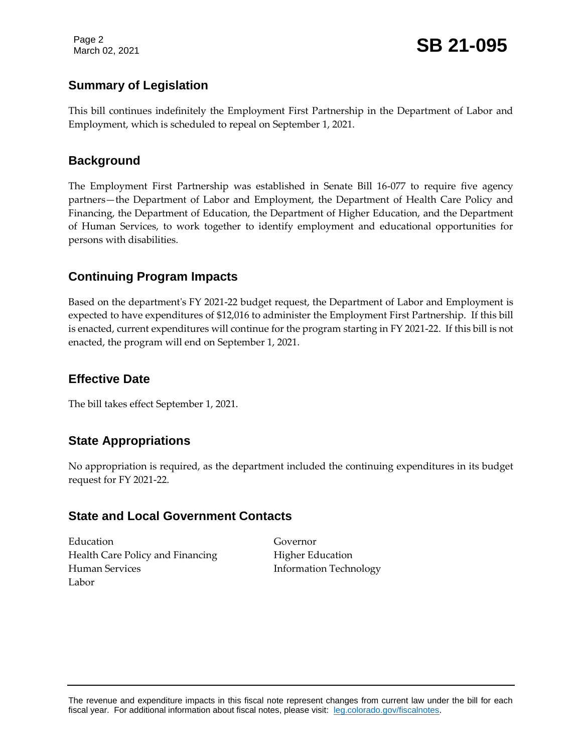## Summary of Legislation

This bill continues indefinitely the Employment First Partnership in the Department of Labor and Employment, which is scheduled to repeal on September 1, 2021.

## Background

The Employment First Partnership was established in Senate Bill 16-077 to require five agency partners—the Department of Labor and Employment, the Department of Health Care Policy and Financing, the Department of Education, the Department of Higher Education, and the Department of Human Services, to work together to identify employment and educational opportunities for persons with disabilities.

## Continuing Program Impacts

Based on the department's FY 2021-22 budget request, the Department of Labor and Employment is expected to have expenditures of $12,016 to administer the Employment First Partnership. If this bill is enacted, current expenditures will continue for the program starting in FY 2021-22. If this bill is not enacted, the program will end on September 1, 2021.

## Effective Date

The bill takes effect September 1, 2021.

## State Appropriations

No appropriation is required, as the department included the continuing expenditures in its budget request for FY 2021-22.

## State and Local Government Contacts

Education
Health Care Policy and Financing
Human Services
Labor
Governor
Higher Education
Information Technology

The revenue and expenditure impacts in this fiscal note represent changes from current law under the bill for each fiscal year. For additional information about fiscal notes, please visit: leg.colorado.gov/fiscalnotes.